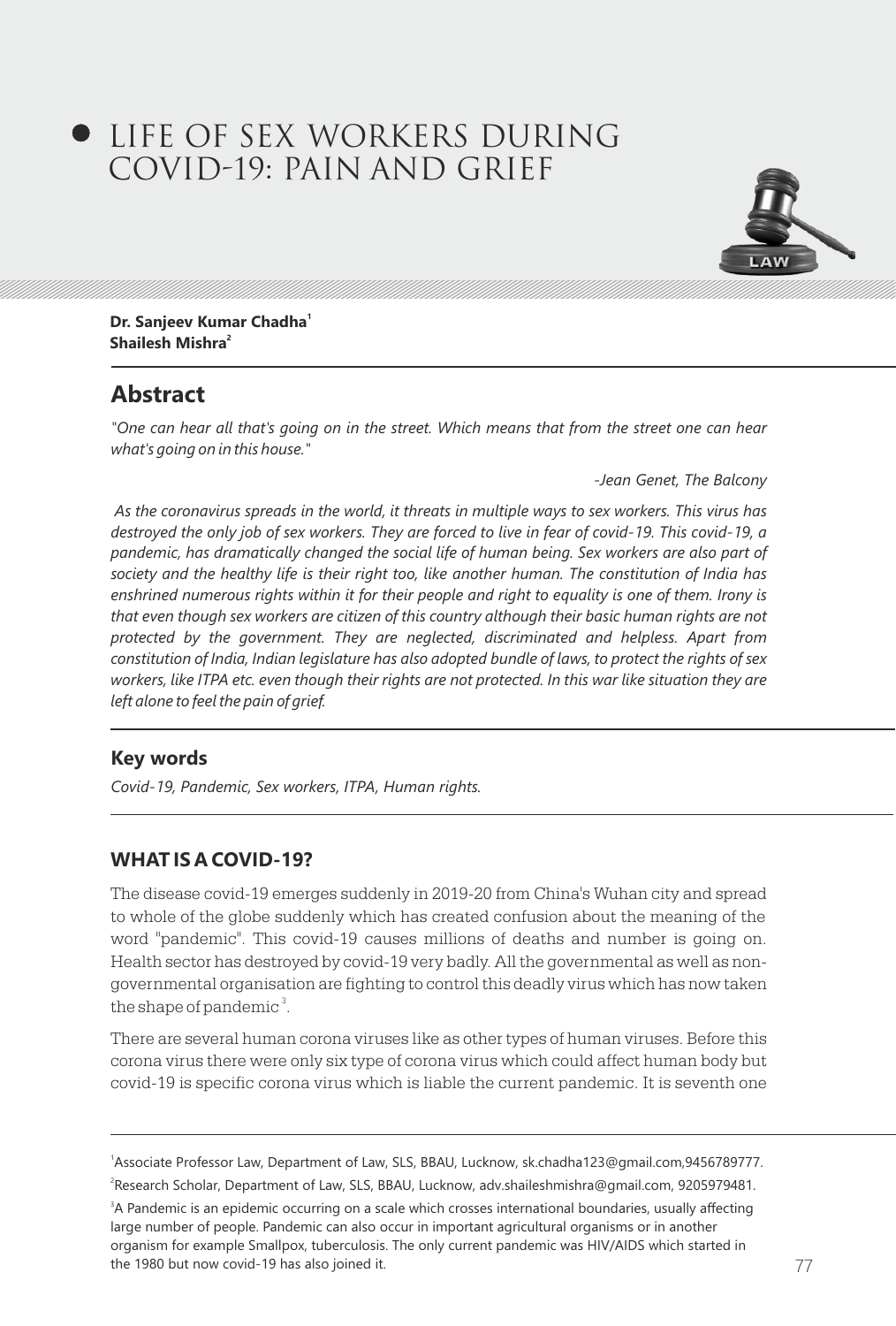# LIFE OF SEX WORKERS DURING COVID-19: PAIN AND GRIEF

**Dr. Sanjeev Kumar Chadha**[1]
**Shailesh Mishra**[2]

## Abstract

*"One can hear all that's going on in the street. Which means that from the street one can hear what's going on in this house."*

*-Jean Genet, The Balcony*

*As the coronavirus spreads in the world, it threats in multiple ways to sex workers. This virus has destroyed the only job of sex workers. They are forced to live in fear of covid-19. This covid-19, a pandemic, has dramatically changed the social life of human being. Sex workers are also part of society and the healthy life is their right too, like another human. The constitution of India has enshrined numerous rights within it for their people and right to equality is one of them. Irony is that even though sex workers are citizen of this country although their basic human rights are not protected by the government. They are neglected, discriminated and helpless. Apart from constitution of India, Indian legislature has also adopted bundle of laws, to protect the rights of sex workers, like ITPA etc. even though their rights are not protected. In this war like situation they are left alone to feel the pain of grief.*

### Key words

*Covid-19, Pandemic, Sex workers, ITPA, Human rights.*

### WHAT IS A COVID-19?

The disease covid-19 emerges suddenly in 2019-20 from China's Wuhan city and spread to whole of the globe suddenly which has created confusion about the meaning of the word "pandemic". This covid-19 causes millions of deaths and number is going on. Health sector has destroyed by covid-19 very badly. All the governmental as well as non-governmental organisation are fighting to control this deadly virus which has now taken the shape of pandemic[3].

There are several human corona viruses like as other types of human viruses. Before this corona virus there were only six type of corona virus which could affect human body but covid-19 is specific corona virus which is liable the current pandemic. It is seventh one

---

[1] Associate Professor Law, Department of Law, SLS, BBAU, Lucknow, sk.chadha123@gmail.com,9456789777.

[2] Research Scholar, Department of Law, SLS, BBAU, Lucknow, adv.shaileshmishra@gmail.com, 9205979481.

[3] A Pandemic is an epidemic occurring on a scale which crosses international boundaries, usually affecting large number of people. Pandemic can also occur in important agricultural organisms or in another organism for example Smallpox, tuberculosis. The only current pandemic was HIV/AIDS which started in the 1980 but now covid-19 has also joined it.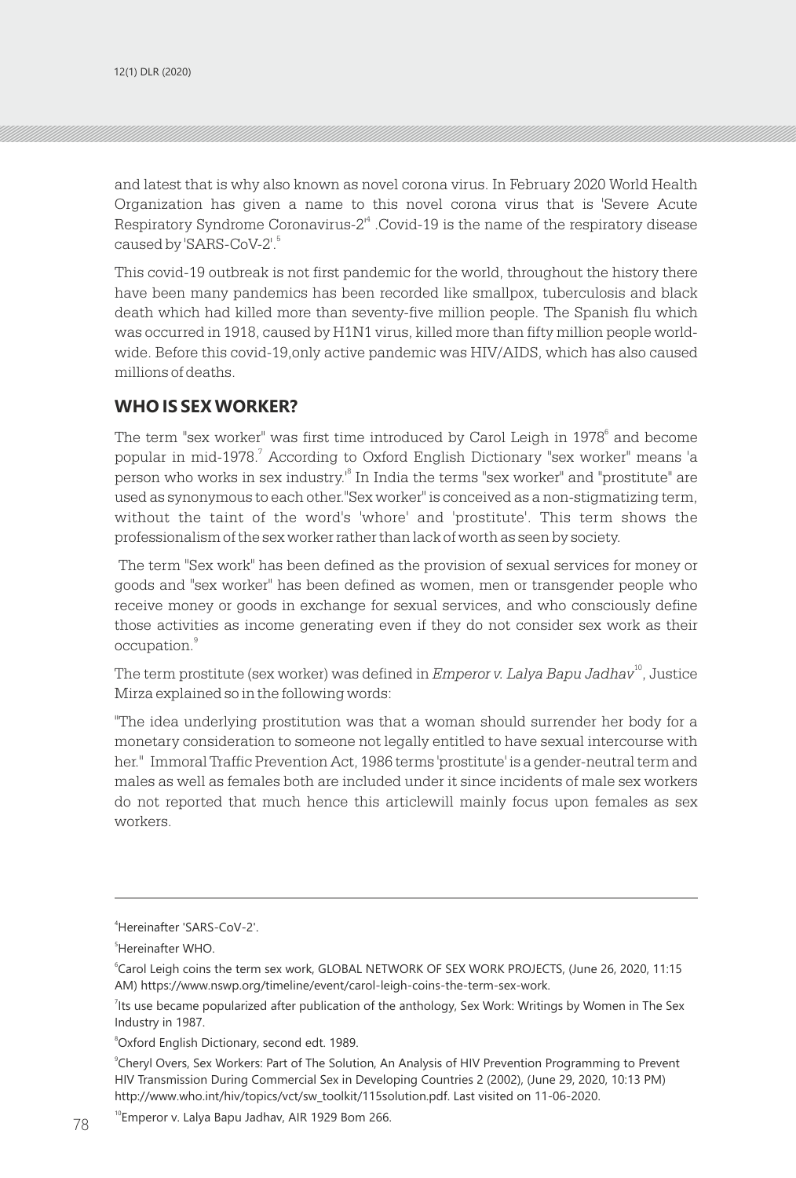and latest that is why also known as novel corona virus. In February 2020 World Health Organization has given a name to this novel corona virus that is 'Severe Acute Respiratory Syndrome Coronavirus-2'[4] .Covid-19 is the name of the respiratory disease caused by 'SARS-CoV-2'.[5]

This covid-19 outbreak is not first pandemic for the world, throughout the history there have been many pandemics has been recorded like smallpox, tuberculosis and black death which had killed more than seventy-five million people. The Spanish flu which was occurred in 1918, caused by H1N1 virus, killed more than fifty million people world-wide. Before this covid-19,only active pandemic was HIV/AIDS, which has also caused millions of deaths.

## WHO IS SEX WORKER?

The term "sex worker" was first time introduced by Carol Leigh in 1978[6] and become popular in mid-1978.[7] According to Oxford English Dictionary "sex worker" means 'a person who works in sex industry.'[8] In India the terms "sex worker" and "prostitute" are used as synonymous to each other."Sex worker" is conceived as a non-stigmatizing term, without the taint of the word's 'whore' and 'prostitute'. This term shows the professionalism of the sex worker rather than lack of worth as seen by society.

The term "Sex work" has been defined as the provision of sexual services for money or goods and "sex worker" has been defined as women, men or transgender people who receive money or goods in exchange for sexual services, and who consciously define those activities as income generating even if they do not consider sex work as their occupation.[9]

The term prostitute (sex worker) was defined in *Emperor v. Lalya Bapu Jadhav*[10], Justice Mirza explained so in the following words:

"The idea underlying prostitution was that a woman should surrender her body for a monetary consideration to someone not legally entitled to have sexual intercourse with her." Immoral Traffic Prevention Act, 1986 terms 'prostitute' is a gender-neutral term and males as well as females both are included under it since incidents of male sex workers do not reported that much hence this articlewill mainly focus upon females as sex workers.

---

[4] Hereinafter 'SARS-CoV-2'.

[5] Hereinafter WHO.

[6] Carol Leigh coins the term sex work, GLOBAL NETWORK OF SEX WORK PROJECTS, (June 26, 2020, 11:15 AM) https://www.nswp.org/timeline/event/carol-leigh-coins-the-term-sex-work.

[7] Its use became popularized after publication of the anthology, Sex Work: Writings by Women in The Sex Industry in 1987.

[8] Oxford English Dictionary, second edt. 1989.

[9] Cheryl Overs, Sex Workers: Part of The Solution, An Analysis of HIV Prevention Programming to Prevent HIV Transmission During Commercial Sex in Developing Countries 2 (2002), (June 29, 2020, 10:13 PM) http://www.who.int/hiv/topics/vct/sw_toolkit/115solution.pdf. Last visited on 11-06-2020.

[10] Emperor v. Lalya Bapu Jadhav, AIR 1929 Bom 266.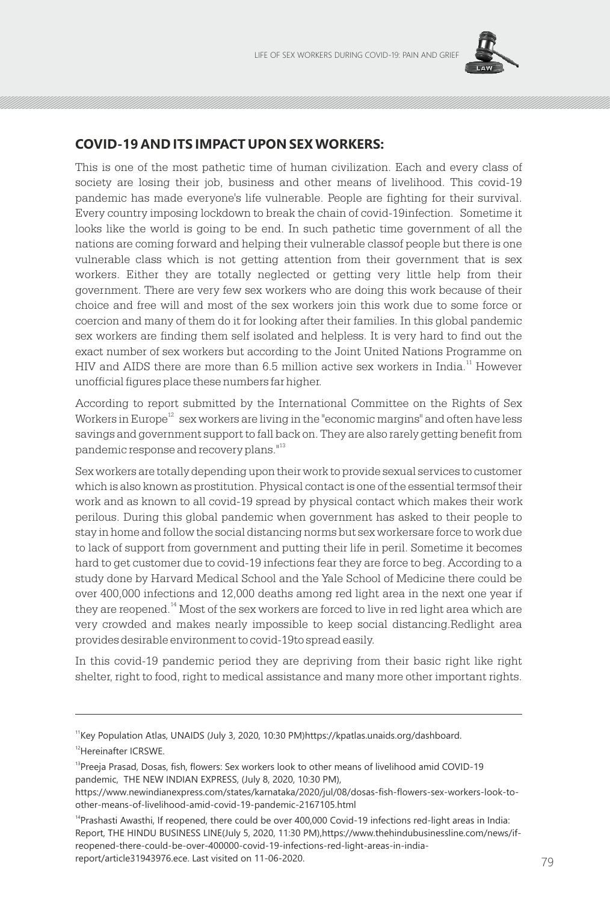## COVID-19 AND ITS IMPACT UPON SEX WORKERS:

This is one of the most pathetic time of human civilization. Each and every class of society are losing their job, business and other means of livelihood. This covid-19 pandemic has made everyone's life vulnerable. People are fighting for their survival. Every country imposing lockdown to break the chain of covid-19infection. Sometime it looks like the world is going to be end. In such pathetic time government of all the nations are coming forward and helping their vulnerable classof people but there is one vulnerable class which is not getting attention from their government that is sex workers. Either they are totally neglected or getting very little help from their government. There are very few sex workers who are doing this work because of their choice and free will and most of the sex workers join this work due to some force or coercion and many of them do it for looking after their families. In this global pandemic sex workers are finding them self isolated and helpless. It is very hard to find out the exact number of sex workers but according to the Joint United Nations Programme on HIV and AIDS there are more than 6.5 million active sex workers in India.[11] However unofficial figures place these numbers far higher.

According to report submitted by the International Committee on the Rights of Sex Workers in Europe[12] sex workers are living in the "economic margins" and often have less savings and government support to fall back on. They are also rarely getting benefit from pandemic response and recovery plans."[13]

Sex workers are totally depending upon their work to provide sexual services to customer which is also known as prostitution. Physical contact is one of the essential termsof their work and as known to all covid-19 spread by physical contact which makes their work perilous. During this global pandemic when government has asked to their people to stay in home and follow the social distancing norms but sex workersare force to work due to lack of support from government and putting their life in peril. Sometime it becomes hard to get customer due to covid-19 infections fear they are force to beg. According to a study done by Harvard Medical School and the Yale School of Medicine there could be over 400,000 infections and 12,000 deaths among red light area in the next one year if they are reopened.[14] Most of the sex workers are forced to live in red light area which are very crowded and makes nearly impossible to keep social distancing.Redlight area provides desirable environment to covid-19to spread easily.

In this covid-19 pandemic period they are depriving from their basic right like right shelter, right to food, right to medical assistance and many more other important rights.

---

[11] Key Population Atlas, UNAIDS (July 3, 2020, 10:30 PM)https://kpatlas.unaids.org/dashboard.

[12] Hereinafter ICRSWE.

[13] Preeja Prasad, Dosas, fish, flowers: Sex workers look to other means of livelihood amid COVID-19 pandemic, THE NEW INDIAN EXPRESS, (July 8, 2020, 10:30 PM), https://www.newindianexpress.com/states/karnataka/2020/jul/08/dosas-fish-flowers-sex-workers-look-to-other-means-of-livelihood-amid-covid-19-pandemic-2167105.html

[14] Prashasti Awasthi, If reopened, there could be over 400,000 Covid-19 infections red-light areas in India: Report, THE HINDU BUSINESS LINE(July 5, 2020, 11:30 PM),https://www.thehindubusinessline.com/news/if-reopened-there-could-be-over-400000-covid-19-infections-red-light-areas-in-india-report/article31943976.ece. Last visited on 11-06-2020.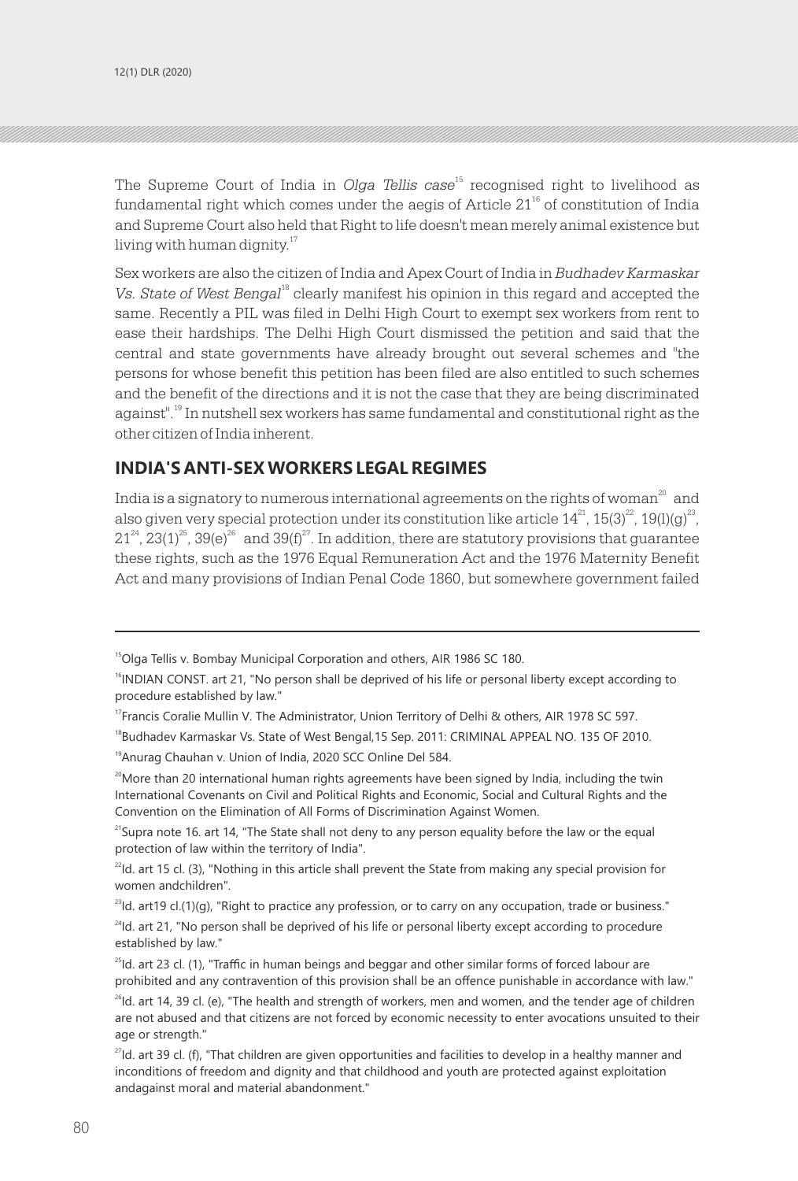The Supreme Court of India in *Olga Tellis case*[15] recognised right to livelihood as fundamental right which comes under the aegis of Article 21[16] of constitution of India and Supreme Court also held that Right to life doesn't mean merely animal existence but living with human dignity.[17]

Sex workers are also the citizen of India and Apex Court of India in *Budhadev Karmaskar Vs. State of West Bengal*[18] clearly manifest his opinion in this regard and accepted the same. Recently a PIL was filed in Delhi High Court to exempt sex workers from rent to ease their hardships. The Delhi High Court dismissed the petition and said that the central and state governments have already brought out several schemes and "the persons for whose benefit this petition has been filed are also entitled to such schemes and the benefit of the directions and it is not the case that they are being discriminated against".[19] In nutshell sex workers has same fundamental and constitutional right as the other citizen of India inherent.

## INDIA'S ANTI-SEX WORKERS LEGAL REGIMES

India is a signatory to numerous international agreements on the rights of woman[20] and also given very special protection under its constitution like article 14[21], 15(3)[22], 19(l)(g)[23], 21[24], 23(1)[25], 39(e)[26] and 39(f)[27]. In addition, there are statutory provisions that guarantee these rights, such as the 1976 Equal Remuneration Act and the 1976 Maternity Benefit Act and many provisions of Indian Penal Code 1860, but somewhere government failed

---

[15] Olga Tellis v. Bombay Municipal Corporation and others, AIR 1986 SC 180.

[16] INDIAN CONST. art 21, "No person shall be deprived of his life or personal liberty except according to procedure established by law."

[17] Francis Coralie Mullin V. The Administrator, Union Territory of Delhi & others, AIR 1978 SC 597.

[18] Budhadev Karmaskar Vs. State of West Bengal,15 Sep. 2011: CRIMINAL APPEAL NO. 135 OF 2010.

[19] Anurag Chauhan v. Union of India, 2020 SCC Online Del 584.

[20] More than 20 international human rights agreements have been signed by India, including the twin International Covenants on Civil and Political Rights and Economic, Social and Cultural Rights and the Convention on the Elimination of All Forms of Discrimination Against Women.

[21] Supra note 16. art 14, "The State shall not deny to any person equality before the law or the equal protection of law within the territory of India".

[22] Id. art 15 cl. (3), "Nothing in this article shall prevent the State from making any special provision for women andchildren".

[23] Id. art19 cl.(1)(g), "Right to practice any profession, or to carry on any occupation, trade or business."

[24] Id. art 21, "No person shall be deprived of his life or personal liberty except according to procedure established by law."

[25] Id. art 23 cl. (1), "Traffic in human beings and beggar and other similar forms of forced labour are prohibited and any contravention of this provision shall be an offence punishable in accordance with law."

[26] Id. art 14, 39 cl. (e), "The health and strength of workers, men and women, and the tender age of children are not abused and that citizens are not forced by economic necessity to enter avocations unsuited to their age or strength."

[27] Id. art 39 cl. (f), "That children are given opportunities and facilities to develop in a healthy manner and inconditions of freedom and dignity and that childhood and youth are protected against exploitation andagainst moral and material abandonment."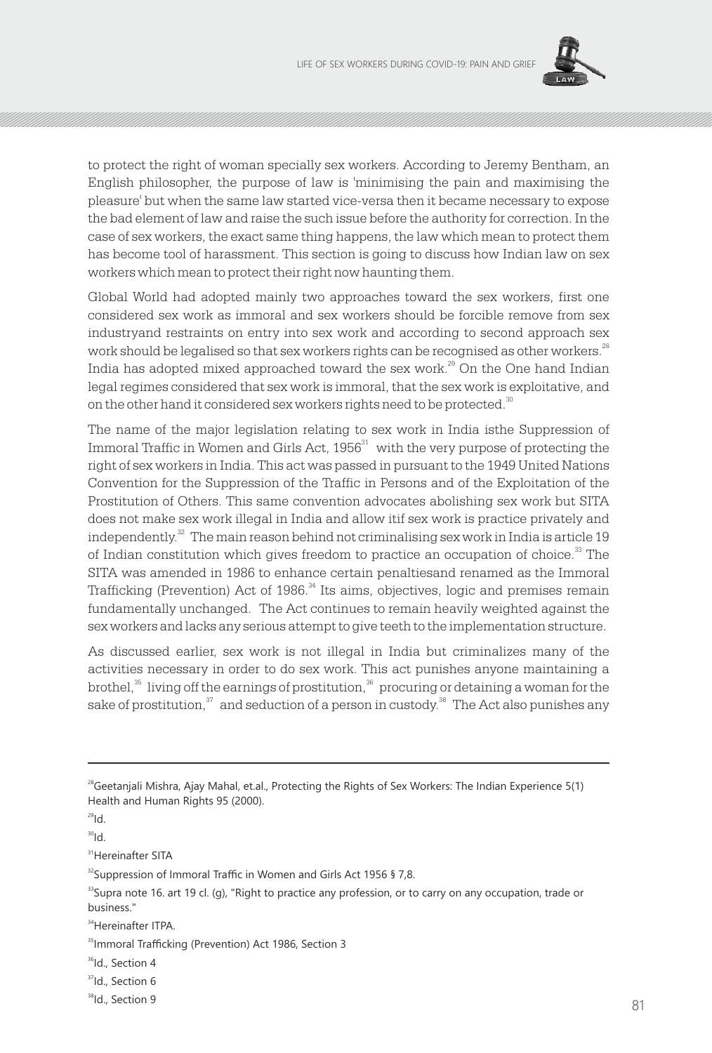to protect the right of woman specially sex workers. According to Jeremy Bentham, an English philosopher, the purpose of law is 'minimising the pain and maximising the pleasure' but when the same law started vice-versa then it became necessary to expose the bad element of law and raise the such issue before the authority for correction. In the case of sex workers, the exact same thing happens, the law which mean to protect them has become tool of harassment. This section is going to discuss how Indian law on sex workers which mean to protect their right now haunting them.

Global World had adopted mainly two approaches toward the sex workers, first one considered sex work as immoral and sex workers should be forcible remove from sex industryand restraints on entry into sex work and according to second approach sex work should be legalised so that sex workers rights can be recognised as other workers.[28] India has adopted mixed approached toward the sex work.[29] On the One hand Indian legal regimes considered that sex work is immoral, that the sex work is exploitative, and on the other hand it considered sex workers rights need to be protected.[30]

The name of the major legislation relating to sex work in India isthe Suppression of Immoral Traffic in Women and Girls Act, 1956[31] with the very purpose of protecting the right of sex workers in India. This act was passed in pursuant to the 1949 United Nations Convention for the Suppression of the Traffic in Persons and of the Exploitation of the Prostitution of Others. This same convention advocates abolishing sex work but SITA does not make sex work illegal in India and allow itif sex work is practice privately and independently.[32] The main reason behind not criminalising sex work in India is article 19 of Indian constitution which gives freedom to practice an occupation of choice.[33] The SITA was amended in 1986 to enhance certain penaltiesand renamed as the Immoral Trafficking (Prevention) Act of 1986.[34] Its aims, objectives, logic and premises remain fundamentally unchanged. The Act continues to remain heavily weighted against the sex workers and lacks any serious attempt to give teeth to the implementation structure.

As discussed earlier, sex work is not illegal in India but criminalizes many of the activities necessary in order to do sex work. This act punishes anyone maintaining a brothel,[35] living off the earnings of prostitution,[36] procuring or detaining a woman for the sake of prostitution,[37] and seduction of a person in custody.[38] The Act also punishes any

---

[28]Geetanjali Mishra, Ajay Mahal, et.al., Protecting the Rights of Sex Workers: The Indian Experience 5(1) Health and Human Rights 95 (2000).

[29]Id.

[30]Id.

[31]Hereinafter SITA

[32]Suppression of Immoral Traffic in Women and Girls Act 1956 § 7,8.

[33]Supra note 16. art 19 cl. (g), "Right to practice any profession, or to carry on any occupation, trade or business."

[34]Hereinafter ITPA.

[35]Immoral Trafficking (Prevention) Act 1986, Section 3

[36]Id., Section 4

[37]Id., Section 6

[38]Id., Section 9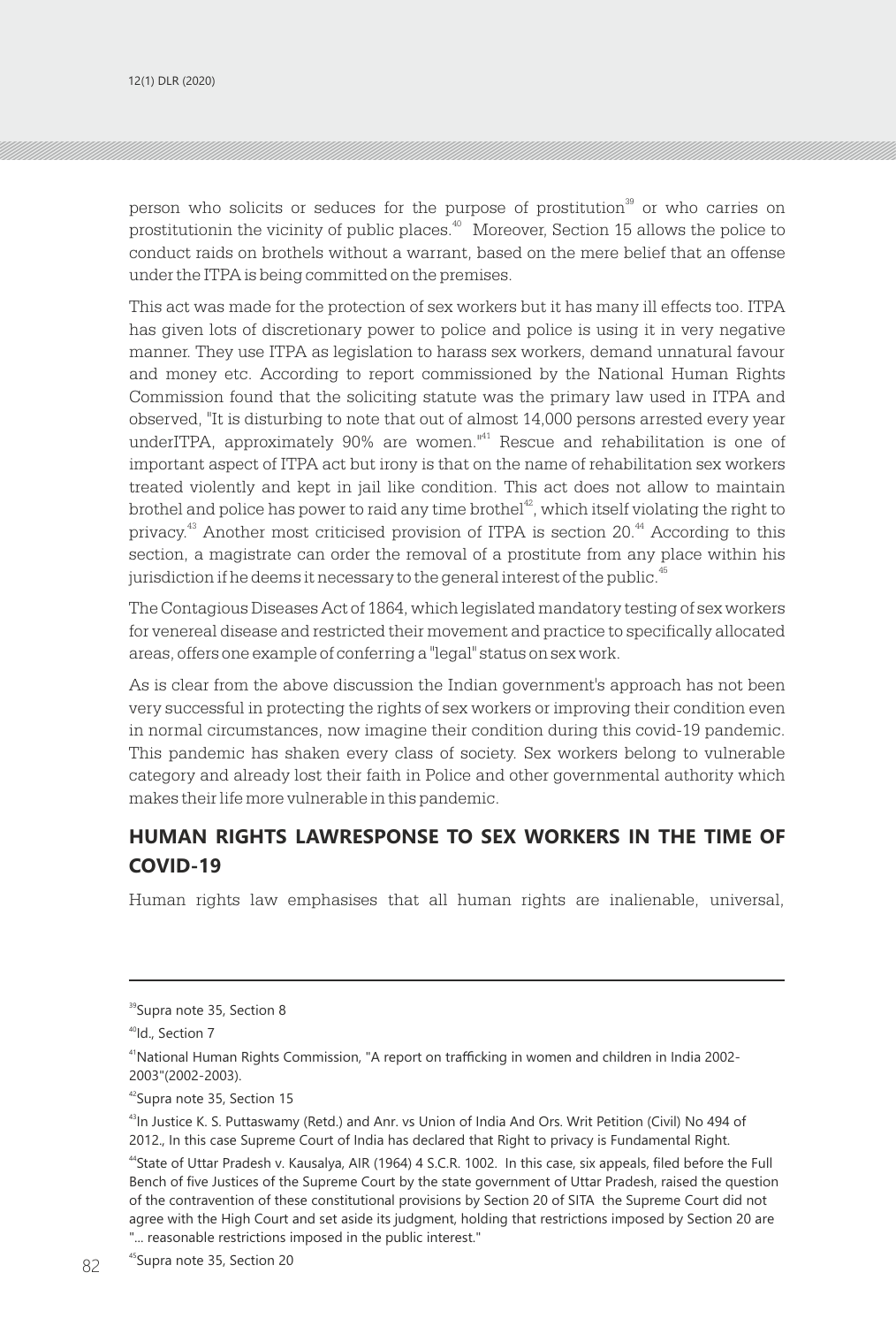person who solicits or seduces for the purpose of prostitution[39] or who carries on prostitutionin the vicinity of public places.[40] Moreover, Section 15 allows the police to conduct raids on brothels without a warrant, based on the mere belief that an offense under the ITPA is being committed on the premises.

This act was made for the protection of sex workers but it has many ill effects too. ITPA has given lots of discretionary power to police and police is using it in very negative manner. They use ITPA as legislation to harass sex workers, demand unnatural favour and money etc. According to report commissioned by the National Human Rights Commission found that the soliciting statute was the primary law used in ITPA and observed, "It is disturbing to note that out of almost 14,000 persons arrested every year underITPA, approximately 90% are women."[41] Rescue and rehabilitation is one of important aspect of ITPA act but irony is that on the name of rehabilitation sex workers treated violently and kept in jail like condition. This act does not allow to maintain brothel and police has power to raid any time brothel[42], which itself violating the right to privacy.[43] Another most criticised provision of ITPA is section 20.[44] According to this section, a magistrate can order the removal of a prostitute from any place within his jurisdiction if he deems it necessary to the general interest of the public.[45]

The Contagious Diseases Act of 1864, which legislated mandatory testing of sex workers for venereal disease and restricted their movement and practice to specifically allocated areas, offers one example of conferring a "legal" status on sex work.

As is clear from the above discussion the Indian government's approach has not been very successful in protecting the rights of sex workers or improving their condition even in normal circumstances, now imagine their condition during this covid-19 pandemic. This pandemic has shaken every class of society. Sex workers belong to vulnerable category and already lost their faith in Police and other governmental authority which makes their life more vulnerable in this pandemic.

## HUMAN RIGHTS LAWRESPONSE TO SEX WORKERS IN THE TIME OF COVID-19

Human rights law emphasises that all human rights are inalienable, universal,

---

[39] Supra note 35, Section 8

[40] Id., Section 7

[41] National Human Rights Commission, "A report on trafficking in women and children in India 2002-2003"(2002-2003).

[42] Supra note 35, Section 15

[43] In Justice K. S. Puttaswamy (Retd.) and Anr. vs Union of India And Ors. Writ Petition (Civil) No 494 of 2012., In this case Supreme Court of India has declared that Right to privacy is Fundamental Right.

[44] State of Uttar Pradesh v. Kausalya, AIR (1964) 4 S.C.R. 1002. In this case, six appeals, filed before the Full Bench of five Justices of the Supreme Court by the state government of Uttar Pradesh, raised the question of the contravention of these constitutional provisions by Section 20 of SITA the Supreme Court did not agree with the High Court and set aside its judgment, holding that restrictions imposed by Section 20 are "... reasonable restrictions imposed in the public interest."

[45] Supra note 35, Section 20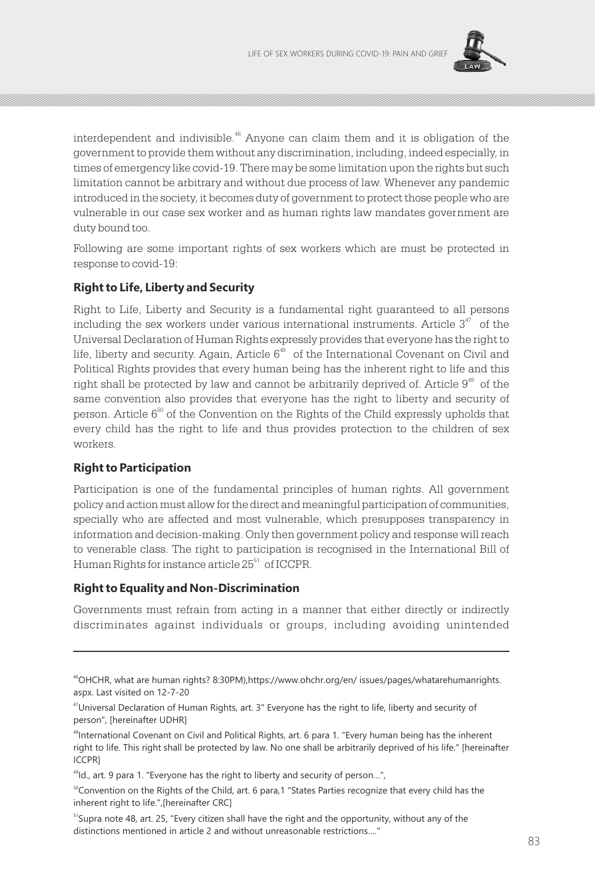interdependent and indivisible.[46] Anyone can claim them and it is obligation of the government to provide them without any discrimination, including, indeed especially, in times of emergency like covid-19. There may be some limitation upon the rights but such limitation cannot be arbitrary and without due process of law. Whenever any pandemic introduced in the society, it becomes duty of government to protect those people who are vulnerable in our case sex worker and as human rights law mandates government are duty bound too.

Following are some important rights of sex workers which are must be protected in response to covid-19:

### Right to Life, Liberty and Security

Right to Life, Liberty and Security is a fundamental right guaranteed to all persons including the sex workers under various international instruments. Article 3[47] of the Universal Declaration of Human Rights expressly provides that everyone has the right to life, liberty and security. Again, Article 6[48] of the International Covenant on Civil and Political Rights provides that every human being has the inherent right to life and this right shall be protected by law and cannot be arbitrarily deprived of. Article 9[49] of the same convention also provides that everyone has the right to liberty and security of person. Article 6[50] of the Convention on the Rights of the Child expressly upholds that every child has the right to life and thus provides protection to the children of sex workers.

### Right to Participation

Participation is one of the fundamental principles of human rights. All government policy and action must allow for the direct and meaningful participation of communities, specially who are affected and most vulnerable, which presupposes transparency in information and decision-making. Only then government policy and response will reach to venerable class. The right to participation is recognised in the International Bill of Human Rights for instance article 25[51] of ICCPR.

### Right to Equality and Non-Discrimination

Governments must refrain from acting in a manner that either directly or indirectly discriminates against individuals or groups, including avoiding unintended

---

[46] OHCHR, what are human rights? 8:30PM),https://www.ohchr.org/en/ issues/pages/whatarehumanrights.aspx. Last visited on 12-7-20

[47] Universal Declaration of Human Rights, art. 3" Everyone has the right to life, liberty and security of person", [hereinafter UDHR]

[48] International Covenant on Civil and Political Rights, art. 6 para 1. "Every human being has the inherent right to life. This right shall be protected by law. No one shall be arbitrarily deprived of his life." [hereinafter ICCPR]

[49] Id., art. 9 para 1. "Everyone has the right to liberty and security of person...",

[50] Convention on the Rights of the Child, art. 6 para,1 "States Parties recognize that every child has the inherent right to life.",[hereinafter CRC]

[51] Supra note 48, art. 25, "Every citizen shall have the right and the opportunity, without any of the distinctions mentioned in article 2 and without unreasonable restrictions...."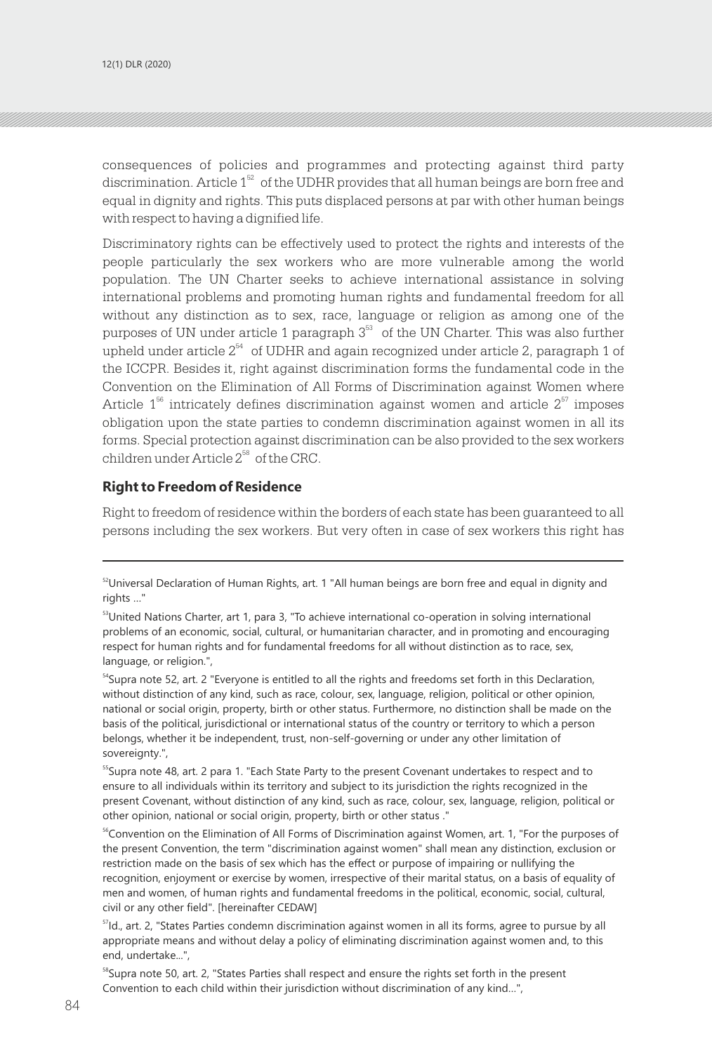consequences of policies and programmes and protecting against third party discrimination. Article 1[52] of the UDHR provides that all human beings are born free and equal in dignity and rights. This puts displaced persons at par with other human beings with respect to having a dignified life.

Discriminatory rights can be effectively used to protect the rights and interests of the people particularly the sex workers who are more vulnerable among the world population. The UN Charter seeks to achieve international assistance in solving international problems and promoting human rights and fundamental freedom for all without any distinction as to sex, race, language or religion as among one of the purposes of UN under article 1 paragraph 3[53] of the UN Charter. This was also further upheld under article 2[54] of UDHR and again recognized under article 2, paragraph 1 of the ICCPR. Besides it, right against discrimination forms the fundamental code in the Convention on the Elimination of All Forms of Discrimination against Women where Article 1[56] intricately defines discrimination against women and article 2[57] imposes obligation upon the state parties to condemn discrimination against women in all its forms. Special protection against discrimination can be also provided to the sex workers children under Article 2[58] of the CRC.

### Right to Freedom of Residence

Right to freedom of residence within the borders of each state has been guaranteed to all persons including the sex workers. But very often in case of sex workers this right has

---

[52] Universal Declaration of Human Rights, art. 1 "All human beings are born free and equal in dignity and rights ..."

[53] United Nations Charter, art 1, para 3, "To achieve international co-operation in solving international problems of an economic, social, cultural, or humanitarian character, and in promoting and encouraging respect for human rights and for fundamental freedoms for all without distinction as to race, sex, language, or religion.",

[54] Supra note 52, art. 2 "Everyone is entitled to all the rights and freedoms set forth in this Declaration, without distinction of any kind, such as race, colour, sex, language, religion, political or other opinion, national or social origin, property, birth or other status. Furthermore, no distinction shall be made on the basis of the political, jurisdictional or international status of the country or territory to which a person belongs, whether it be independent, trust, non-self-governing or under any other limitation of sovereignty.",

[55] Supra note 48, art. 2 para 1. "Each State Party to the present Covenant undertakes to respect and to ensure to all individuals within its territory and subject to its jurisdiction the rights recognized in the present Covenant, without distinction of any kind, such as race, colour, sex, language, religion, political or other opinion, national or social origin, property, birth or other status ."

[56] Convention on the Elimination of All Forms of Discrimination against Women, art. 1, "For the purposes of the present Convention, the term "discrimination against women" shall mean any distinction, exclusion or restriction made on the basis of sex which has the effect or purpose of impairing or nullifying the recognition, enjoyment or exercise by women, irrespective of their marital status, on a basis of equality of men and women, of human rights and fundamental freedoms in the political, economic, social, cultural, civil or any other field". [hereinafter CEDAW]

[57] Id., art. 2, "States Parties condemn discrimination against women in all its forms, agree to pursue by all appropriate means and without delay a policy of eliminating discrimination against women and, to this end, undertake...",

[58] Supra note 50, art. 2, "States Parties shall respect and ensure the rights set forth in the present Convention to each child within their jurisdiction without discrimination of any kind...",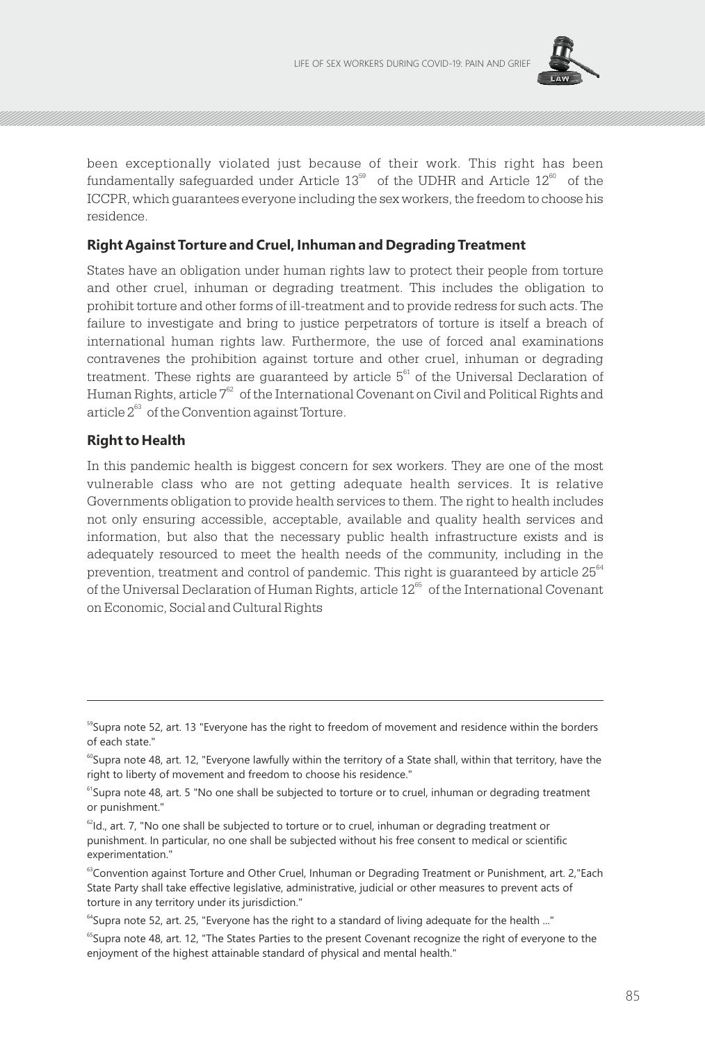been exceptionally violated just because of their work. This right has been fundamentally safeguarded under Article 13[59] of the UDHR and Article 12[60] of the ICCPR, which guarantees everyone including the sex workers, the freedom to choose his residence.

### Right Against Torture and Cruel, Inhuman and Degrading Treatment

States have an obligation under human rights law to protect their people from torture and other cruel, inhuman or degrading treatment. This includes the obligation to prohibit torture and other forms of ill-treatment and to provide redress for such acts. The failure to investigate and bring to justice perpetrators of torture is itself a breach of international human rights law. Furthermore, the use of forced anal examinations contravenes the prohibition against torture and other cruel, inhuman or degrading treatment. These rights are guaranteed by article 5[61] of the Universal Declaration of Human Rights, article 7[62] of the International Covenant on Civil and Political Rights and article 2[63] of the Convention against Torture.

### Right to Health

In this pandemic health is biggest concern for sex workers. They are one of the most vulnerable class who are not getting adequate health services. It is relative Governments obligation to provide health services to them. The right to health includes not only ensuring accessible, acceptable, available and quality health services and information, but also that the necessary public health infrastructure exists and is adequately resourced to meet the health needs of the community, including in the prevention, treatment and control of pandemic. This right is guaranteed by article 25[64] of the Universal Declaration of Human Rights, article 12[65] of the International Covenant on Economic, Social and Cultural Rights

---

[59]Supra note 52, art. 13 "Everyone has the right to freedom of movement and residence within the borders of each state."

[60]Supra note 48, art. 12, "Everyone lawfully within the territory of a State shall, within that territory, have the right to liberty of movement and freedom to choose his residence."

[61]Supra note 48, art. 5 "No one shall be subjected to torture or to cruel, inhuman or degrading treatment or punishment."

[62]Id., art. 7, "No one shall be subjected to torture or to cruel, inhuman or degrading treatment or punishment. In particular, no one shall be subjected without his free consent to medical or scientific experimentation."

[63]Convention against Torture and Other Cruel, Inhuman or Degrading Treatment or Punishment, art. 2,"Each State Party shall take effective legislative, administrative, judicial or other measures to prevent acts of torture in any territory under its jurisdiction."

[64]Supra note 52, art. 25, "Everyone has the right to a standard of living adequate for the health ..."

[65]Supra note 48, art. 12, "The States Parties to the present Covenant recognize the right of everyone to the enjoyment of the highest attainable standard of physical and mental health."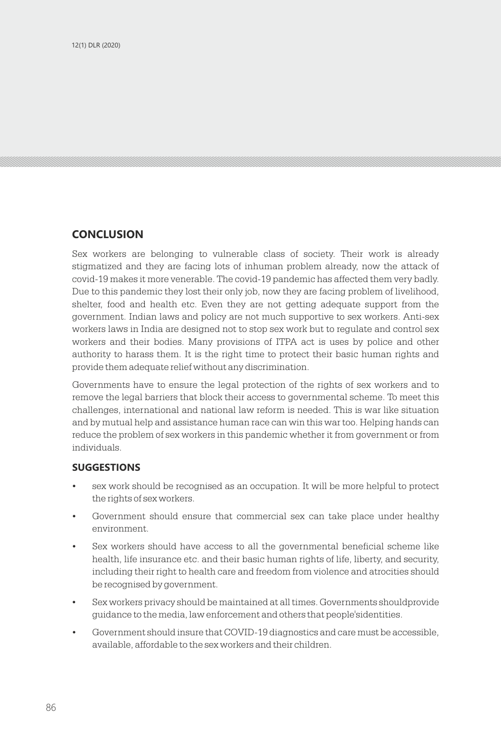## CONCLUSION

Sex workers are belonging to vulnerable class of society. Their work is already stigmatized and they are facing lots of inhuman problem already, now the attack of covid-19 makes it more venerable. The covid-19 pandemic has affected them very badly. Due to this pandemic they lost their only job, now they are facing problem of livelihood, shelter, food and health etc. Even they are not getting adequate support from the government. Indian laws and policy are not much supportive to sex workers. Anti-sex workers laws in India are designed not to stop sex work but to regulate and control sex workers and their bodies. Many provisions of ITPA act is uses by police and other authority to harass them. It is the right time to protect their basic human rights and provide them adequate relief without any discrimination.

Governments have to ensure the legal protection of the rights of sex workers and to remove the legal barriers that block their access to governmental scheme. To meet this challenges, international and national law reform is needed. This is war like situation and by mutual help and assistance human race can win this war too. Helping hands can reduce the problem of sex workers in this pandemic whether it from government or from individuals.

### SUGGESTIONS

- sex work should be recognised as an occupation. It will be more helpful to protect the rights of sex workers.
- Government should ensure that commercial sex can take place under healthy environment.
- Sex workers should have access to all the governmental beneficial scheme like health, life insurance etc. and their basic human rights of life, liberty, and security, including their right to health care and freedom from violence and atrocities should be recognised by government.
- Sex workers privacy should be maintained at all times. Governments shouldprovide guidance to the media, law enforcement and others that people'sidentities.
- Government should insure that COVID-19 diagnostics and care must be accessible, available, affordable to the sex workers and their children.